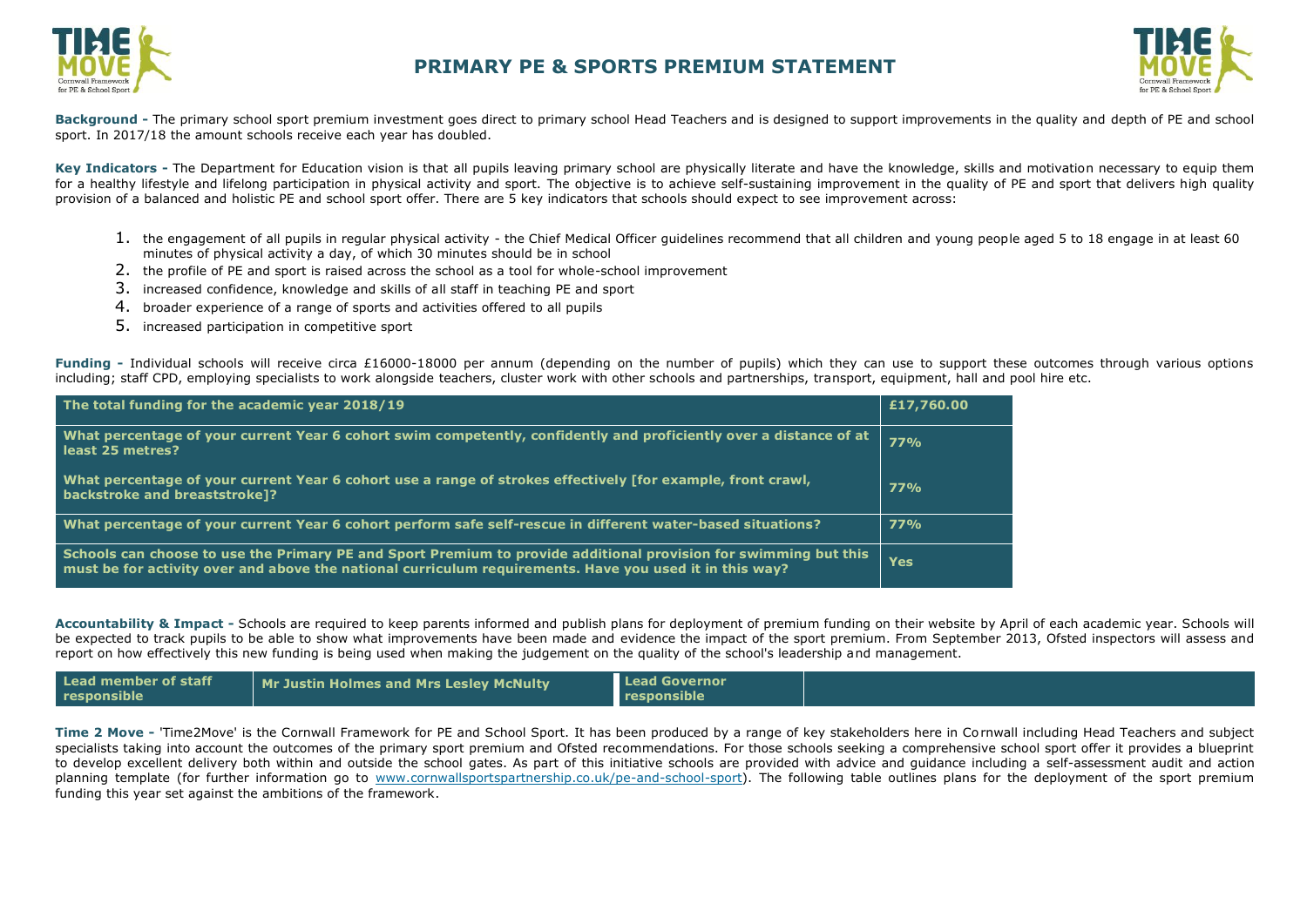# PRIMARY PE & SPORTS PREMIUM STATEMENT

**Background -** The primary school sport premium investment goes direct to primary school Head Teachers and is designed to support improvements in the quality and depth of PE and school sport. In 2017/18 the amount schools receive each year has doubled.

**Key Indicators -** The Department for Education vision is that all pupils leaving primary school are physically literate and have the knowledge, skills and motivation necessary to equip them for a healthy lifestyle and lifelong participation in physical activity and sport. The objective is to achieve self-sustaining improvement in the quality of PE and sport that delivers high quality provision of a balanced and holistic PE and school sport offer. There are 5 key indicators that schools should expect to see improvement across:

1. the engagement of all pupils in regular physical activity - the Chief Medical Officer guidelines recommend that all children and young people aged 5 to 18 engage in at least 60 minutes of physical activity a day, of which 30 minutes should be in school
2. the profile of PE and sport is raised across the school as a tool for whole-school improvement
3. increased confidence, knowledge and skills of all staff in teaching PE and sport
4. broader experience of a range of sports and activities offered to all pupils
5. increased participation in competitive sport

**Funding -** Individual schools will receive circa £16000-18000 per annum (depending on the number of pupils) which they can use to support these outcomes through various options including; staff CPD, employing specialists to work alongside teachers, cluster work with other schools and partnerships, transport, equipment, hall and pool hire etc.

| The total funding for the academic year 2018/19 | £17,760.00 |
|---|---|
| What percentage of your current Year 6 cohort swim competently, confidently and proficiently over a distance of at least 25 metres? | 77% |
| What percentage of your current Year 6 cohort use a range of strokes effectively [for example, front crawl, backstroke and breaststroke]? | 77% |
| What percentage of your current Year 6 cohort perform safe self-rescue in different water-based situations? | 77% |
| Schools can choose to use the Primary PE and Sport Premium to provide additional provision for swimming but this must be for activity over and above the national curriculum requirements. Have you used it in this way? | Yes |

**Accountability & Impact -** Schools are required to keep parents informed and publish plans for deployment of premium funding on their website by April of each academic year. Schools will be expected to track pupils to be able to show what improvements have been made and evidence the impact of the sport premium. From September 2013, Ofsted inspectors will assess and report on how effectively this new funding is being used when making the judgement on the quality of the school's leadership and management.

| Lead member of staff responsible | Mr Justin Holmes and Mrs Lesley McNulty | Lead Governor responsible | |
|---|---|---|---|

**Time 2 Move -** 'Time2Move' is the Cornwall Framework for PE and School Sport. It has been produced by a range of key stakeholders here in Cornwall including Head Teachers and subject specialists taking into account the outcomes of the primary sport premium and Ofsted recommendations. For those schools seeking a comprehensive school sport offer it provides a blueprint to develop excellent delivery both within and outside the school gates. As part of this initiative schools are provided with advice and guidance including a self-assessment audit and action planning template (for further information go to www.cornwallsportspartnership.co.uk/pe-and-school-sport). The following table outlines plans for the deployment of the sport premium funding this year set against the ambitions of the framework.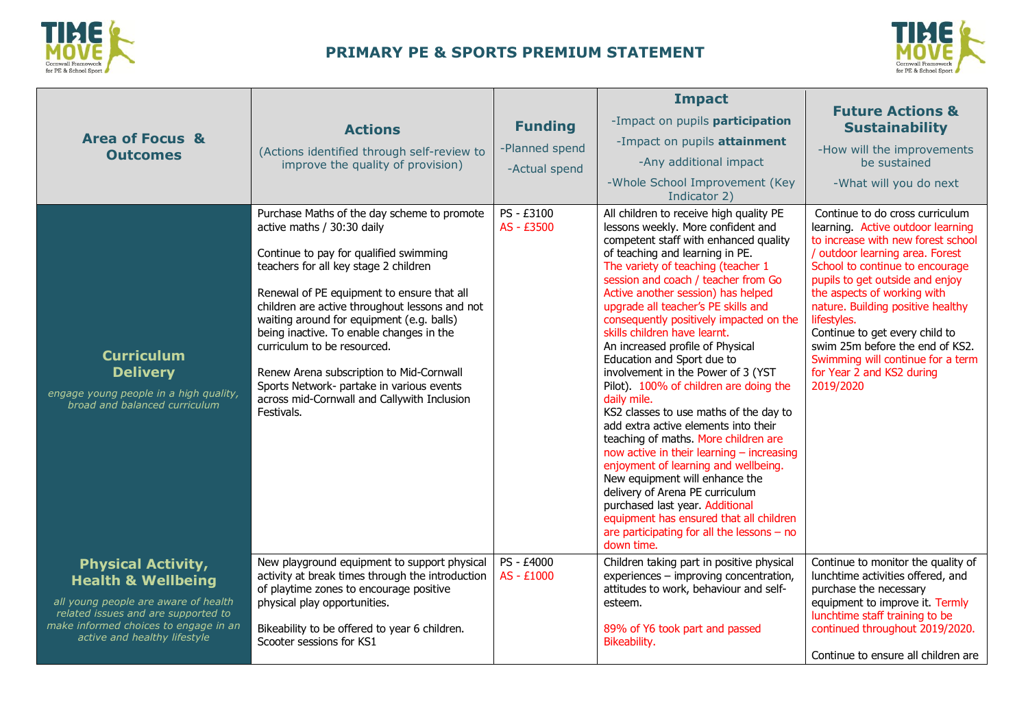# PRIMARY PE & SPORTS PREMIUM STATEMENT

| Area of Focus & Outcomes | Actions (Actions identified through self-review to improve the quality of provision) | Funding -Planned spend -Actual spend | Impact -Impact on pupils **participation** -Impact on pupils **attainment** -Any additional impact -Whole School Improvement (Key Indicator 2) | Future Actions & Sustainability -How will the improvements be sustained -What will you do next |
|---|---|---|---|---|
| **Curriculum Delivery** *engage young people in a high quality, broad and balanced curriculum* | Purchase Maths of the day scheme to promote active maths / 30:30 daily<br><br>Continue to pay for qualified swimming teachers for all key stage 2 children<br><br>Renewal of PE equipment to ensure that all children are active throughout lessons and not waiting around for equipment (e.g. balls) being inactive. To enable changes in the curriculum to be resourced.<br><br>Renew Arena subscription to Mid-Cornwall Sports Network- partake in various events across mid-Cornwall and Callywith Inclusion Festivals. | PS - £3100<br>AS - £3500 | All children to receive high quality PE lessons weekly. More confident and competent staff with enhanced quality of teaching and learning in PE. The variety of teaching (teacher 1 session and coach / teacher from Go Active another session) has helped upgrade all teacher's PE skills and consequently positively impacted on the skills children have learnt.<br>An increased profile of Physical Education and Sport due to involvement in the Power of 3 (YST Pilot). 100% of children are doing the daily mile.<br>KS2 classes to use maths of the day to add extra active elements into their teaching of maths. More children are now active in their learning – increasing enjoyment of learning and wellbeing.<br>New equipment will enhance the delivery of Arena PE curriculum purchased last year. Additional equipment has ensured that all children are participating for all the lessons – no down time. | Continue to do cross curriculum learning. Active outdoor learning to increase with new forest school / outdoor learning area. Forest School to continue to encourage pupils to get outside and enjoy the aspects of working with nature. Building positive healthy lifestyles.<br>Continue to get every child to swim 25m before the end of KS2. Swimming will continue for a term for Year 2 and KS2 during 2019/2020 |
| **Physical Activity, Health & Wellbeing** *all young people are aware of health related issues and are supported to make informed choices to engage in an active and healthy lifestyle* | New playground equipment to support physical activity at break times through the introduction of playtime zones to encourage positive physical play opportunities.<br><br>Bikeability to be offered to year 6 children. Scooter sessions for KS1 | PS - £4000<br>AS - £1000 | Children taking part in positive physical experiences – improving concentration, attitudes to work, behaviour and self-esteem.<br><br>89% of Y6 took part and passed Bikeability. | Continue to monitor the quality of lunchtime activities offered, and purchase the necessary equipment to improve it. Termly lunchtime staff training to be continued throughout 2019/2020.<br><br>Continue to ensure all children are |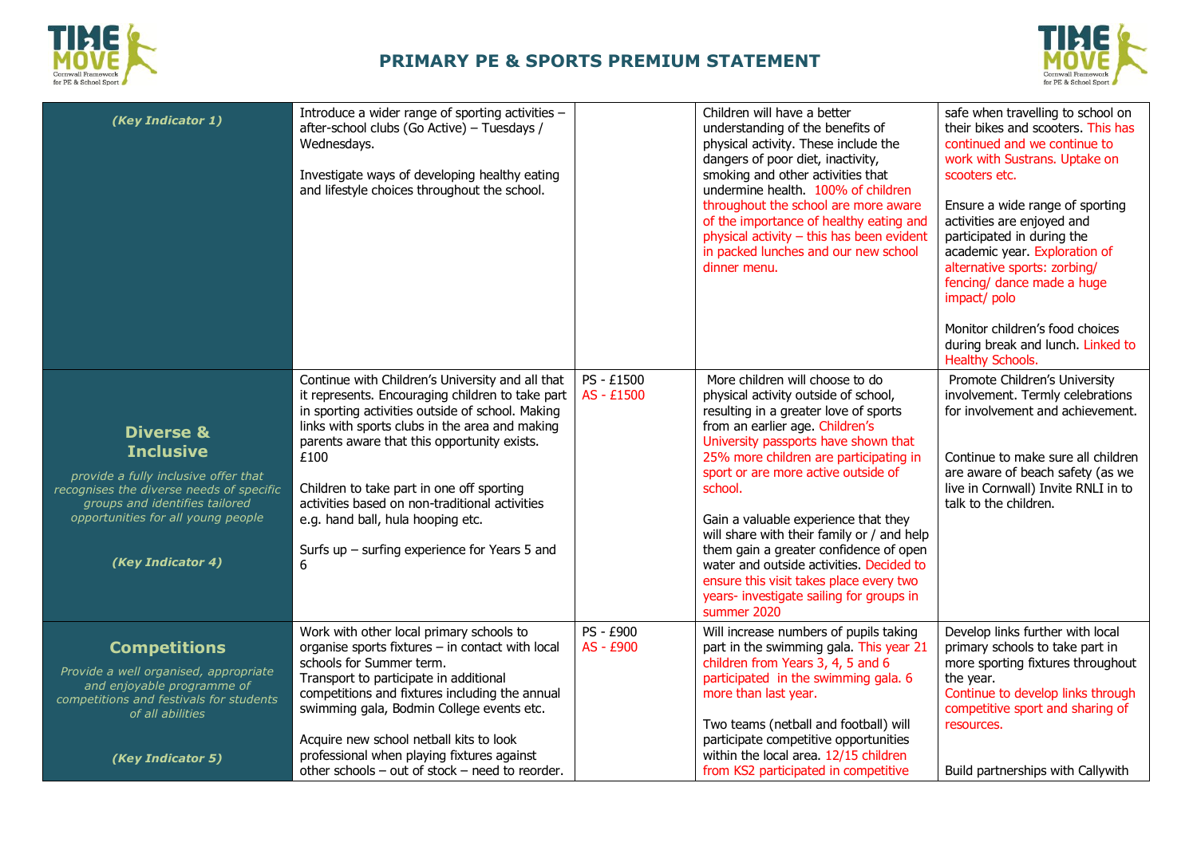## PRIMARY PE & SPORTS PREMIUM STATEMENT

| | | | | |
|---|---|---|---|---|
| *(Key Indicator 1)* | Introduce a wider range of sporting activities – after-school clubs (Go Active) – Tuesdays / Wednesdays.<br><br>Investigate ways of developing healthy eating and lifestyle choices throughout the school. | | Children will have a better understanding of the benefits of physical activity. These include the dangers of poor diet, inactivity, smoking and other activities that undermine health. 100% of children throughout the school are more aware of the importance of healthy eating and physical activity – this has been evident in packed lunches and our new school dinner menu. | safe when travelling to school on their bikes and scooters. This has continued and we continue to work with Sustrans. Uptake on scooters etc.<br><br>Ensure a wide range of sporting activities are enjoyed and participated in during the academic year. Exploration of alternative sports: zorbing/ fencing/ dance made a huge impact/ polo<br><br>Monitor children's food choices during break and lunch. Linked to Healthy Schools. |
| **Diverse & Inclusive**<br>*provide a fully inclusive offer that recognises the diverse needs of specific groups and identifies tailored opportunities for all young people*<br><br>*(Key Indicator 4)* | Continue with Children's University and all that it represents. Encouraging children to take part in sporting activities outside of school. Making links with sports clubs in the area and making parents aware that this opportunity exists. £100<br><br>Children to take part in one off sporting activities based on non-traditional activities e.g. hand ball, hula hooping etc.<br><br>Surfs up – surfing experience for Years 5 and 6 | PS - £1500<br>AS - £1500 | More children will choose to do physical activity outside of school, resulting in a greater love of sports from an earlier age. Children's University passports have shown that 25% more children are participating in sport or are more active outside of school.<br><br>Gain a valuable experience that they will share with their family or / and help them gain a greater confidence of open water and outside activities. Decided to ensure this visit takes place every two years- investigate sailing for groups in summer 2020 | Promote Children's University involvement. Termly celebrations for involvement and achievement.<br><br>Continue to make sure all children are aware of beach safety (as we live in Cornwall) Invite RNLI in to talk to the children. |
| **Competitions**<br>*Provide a well organised, appropriate and enjoyable programme of competitions and festivals for students of all abilities*<br><br>*(Key Indicator 5)* | Work with other local primary schools to organise sports fixtures – in contact with local schools for Summer term.<br>Transport to participate in additional competitions and fixtures including the annual swimming gala, Bodmin College events etc.<br><br>Acquire new school netball kits to look professional when playing fixtures against other schools – out of stock – need to reorder. | PS - £900<br>AS - £900 | Will increase numbers of pupils taking part in the swimming gala. This year 21 children from Years 3, 4, 5 and 6 participated in the swimming gala. 6 more than last year.<br><br>Two teams (netball and football) will participate competitive opportunities within the local area. 12/15 children from KS2 participated in competitive | Develop links further with local primary schools to take part in more sporting fixtures throughout the year.<br>Continue to develop links through competitive sport and sharing of resources.<br><br>Build partnerships with Callywith |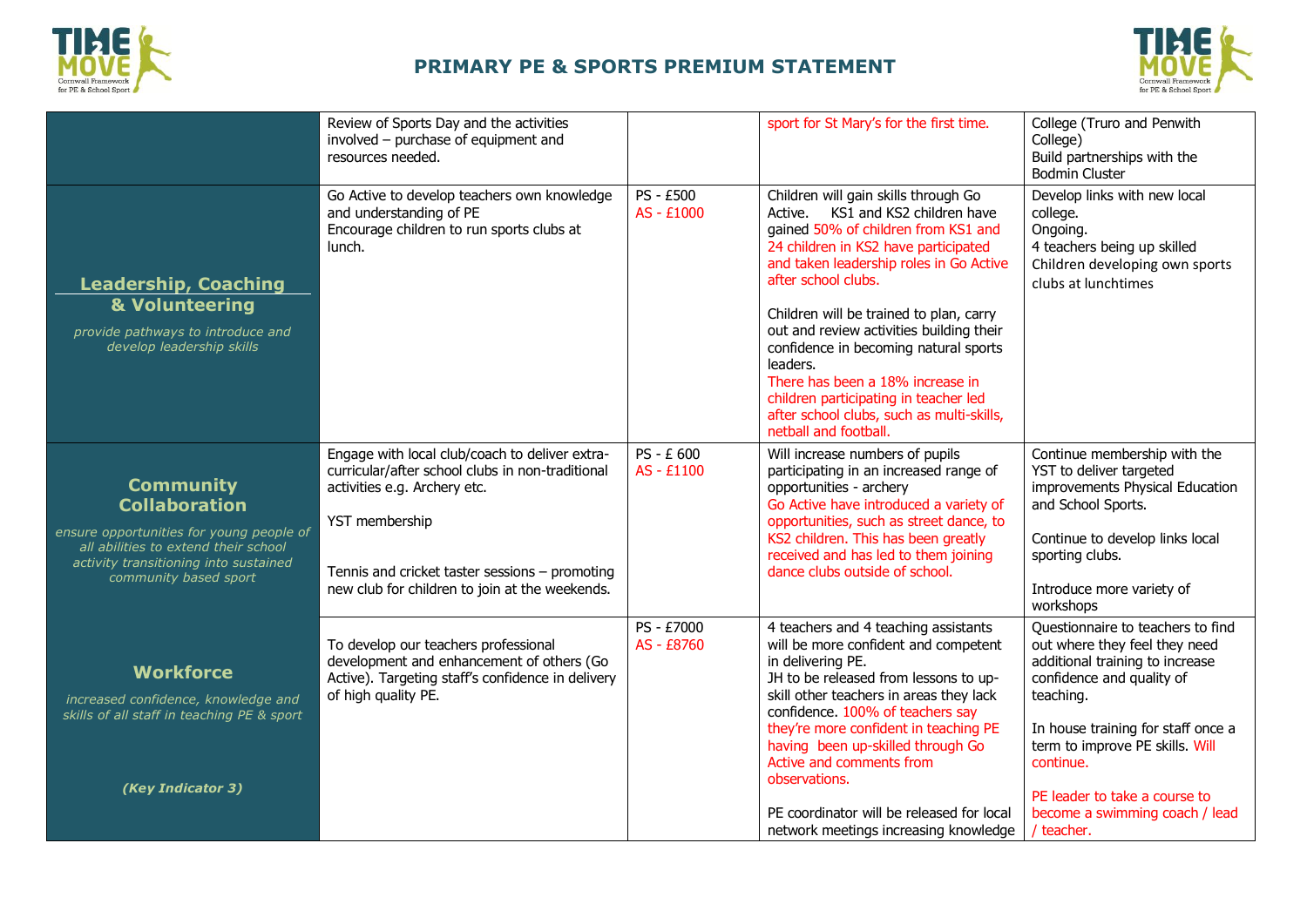# PRIMARY PE & SPORTS PREMIUM STATEMENT

| | | | | |
|---|---|---|---|---|
| | Review of Sports Day and the activities involved – purchase of equipment and resources needed. | | sport for St Mary's for the first time. | College (Truro and Penwith College) Build partnerships with the Bodmin Cluster |
| **Leadership, Coaching & Volunteering** *provide pathways to introduce and develop leadership skills* | Go Active to develop teachers own knowledge and understanding of PE Encourage children to run sports clubs at lunch. | PS - £500 AS - £1000 | Children will gain skills through Go Active. KS1 and KS2 children have gained 50% of children from KS1 and 24 children in KS2 have participated and taken leadership roles in Go Active after school clubs. Children will be trained to plan, carry out and review activities building their confidence in becoming natural sports leaders. There has been a 18% increase in children participating in teacher led after school clubs, such as multi-skills, netball and football. | Develop links with new local college. Ongoing. 4 teachers being up skilled Children developing own sports clubs at lunchtimes |
| **Community Collaboration** *ensure opportunities for young people of all abilities to extend their school activity transitioning into sustained community based sport* | Engage with local club/coach to deliver extra-curricular/after school clubs in non-traditional activities e.g. Archery etc. YST membership Tennis and cricket taster sessions – promoting new club for children to join at the weekends. | PS - £ 600 AS - £1100 | Will increase numbers of pupils participating in an increased range of opportunities - archery Go Active have introduced a variety of opportunities, such as street dance, to KS2 children. This has been greatly received and has led to them joining dance clubs outside of school. | Continue membership with the YST to deliver targeted improvements Physical Education and School Sports. Continue to develop links local sporting clubs. Introduce more variety of workshops |
| **Workforce** *increased confidence, knowledge and skills of all staff in teaching PE & sport* ***(Key Indicator 3)*** | To develop our teachers professional development and enhancement of others (Go Active). Targeting staff's confidence in delivery of high quality PE. | PS - £7000 AS - £8760 | 4 teachers and 4 teaching assistants will be more confident and competent in delivering PE. JH to be released from lessons to up-skill other teachers in areas they lack confidence. 100% of teachers say they're more confident in teaching PE having been up-skilled through Go Active and comments from observations. PE coordinator will be released for local network meetings increasing knowledge | Questionnaire to teachers to find out where they feel they need additional training to increase confidence and quality of teaching. In house training for staff once a term to improve PE skills. Will continue. PE leader to take a course to become a swimming coach / lead / teacher. |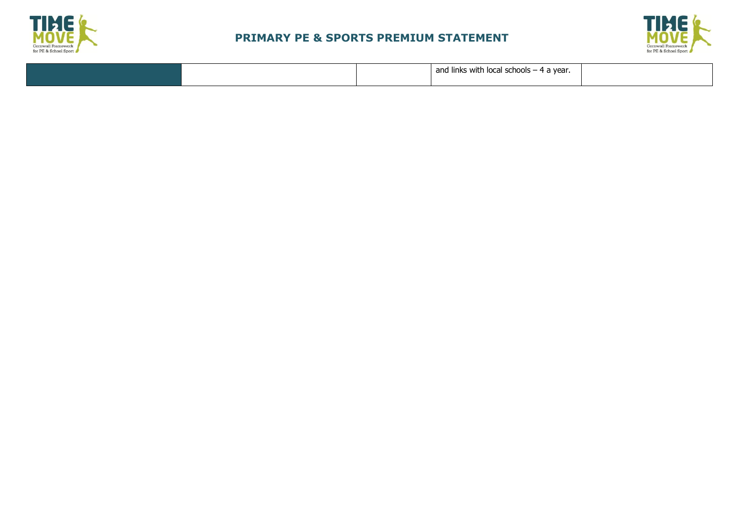# PRIMARY PE & SPORTS PREMIUM STATEMENT

| | | | | |
|---|---|---|---|---|
| | | | and links with local schools – 4 a year. | |